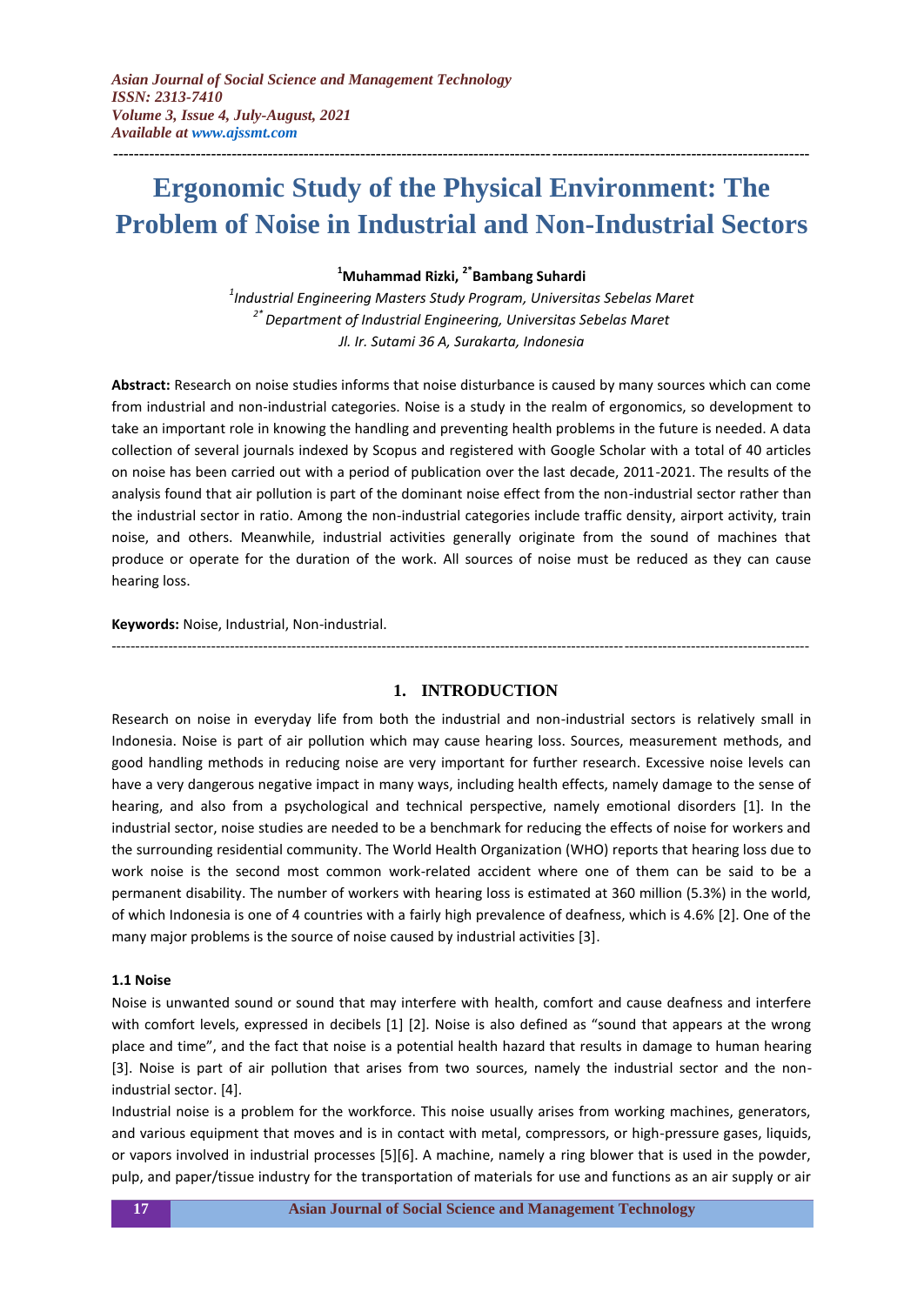# Ergonomic Study of the Physical Environment: The Problem of Noise in Industrial and Non-Industrial Sectors

**[1]Muhammad Rizki, [2*]Bambang Suhardi**

*[1]Industrial Engineering Masters Study Program, Universitas Sebelas Maret*
*[2*] Department of Industrial Engineering, Universitas Sebelas Maret*
*Jl. Ir. Sutami 36 A, Surakarta, Indonesia*

**Abstract:** Research on noise studies informs that noise disturbance is caused by many sources which can come from industrial and non-industrial categories. Noise is a study in the realm of ergonomics, so development to take an important role in knowing the handling and preventing health problems in the future is needed. A data collection of several journals indexed by Scopus and registered with Google Scholar with a total of 40 articles on noise has been carried out with a period of publication over the last decade, 2011-2021. The results of the analysis found that air pollution is part of the dominant noise effect from the non-industrial sector rather than the industrial sector in ratio. Among the non-industrial categories include traffic density, airport activity, train noise, and others. Meanwhile, industrial activities generally originate from the sound of machines that produce or operate for the duration of the work. All sources of noise must be reduced as they can cause hearing loss.

**Keywords:** Noise, Industrial, Non-industrial.

## 1. INTRODUCTION

Research on noise in everyday life from both the industrial and non-industrial sectors is relatively small in Indonesia. Noise is part of air pollution which may cause hearing loss. Sources, measurement methods, and good handling methods in reducing noise are very important for further research. Excessive noise levels can have a very dangerous negative impact in many ways, including health effects, namely damage to the sense of hearing, and also from a psychological and technical perspective, namely emotional disorders [1]. In the industrial sector, noise studies are needed to be a benchmark for reducing the effects of noise for workers and the surrounding residential community. The World Health Organization (WHO) reports that hearing loss due to work noise is the second most common work-related accident where one of them can be said to be a permanent disability. The number of workers with hearing loss is estimated at 360 million (5.3%) in the world, of which Indonesia is one of 4 countries with a fairly high prevalence of deafness, which is 4.6% [2]. One of the many major problems is the source of noise caused by industrial activities [3].

### 1.1 Noise

Noise is unwanted sound or sound that may interfere with health, comfort and cause deafness and interfere with comfort levels, expressed in decibels [1] [2]. Noise is also defined as "sound that appears at the wrong place and time", and the fact that noise is a potential health hazard that results in damage to human hearing [3]. Noise is part of air pollution that arises from two sources, namely the industrial sector and the non-industrial sector. [4].

Industrial noise is a problem for the workforce. This noise usually arises from working machines, generators, and various equipment that moves and is in contact with metal, compressors, or high-pressure gases, liquids, or vapors involved in industrial processes [5][6]. A machine, namely a ring blower that is used in the powder, pulp, and paper/tissue industry for the transportation of materials for use and functions as an air supply or air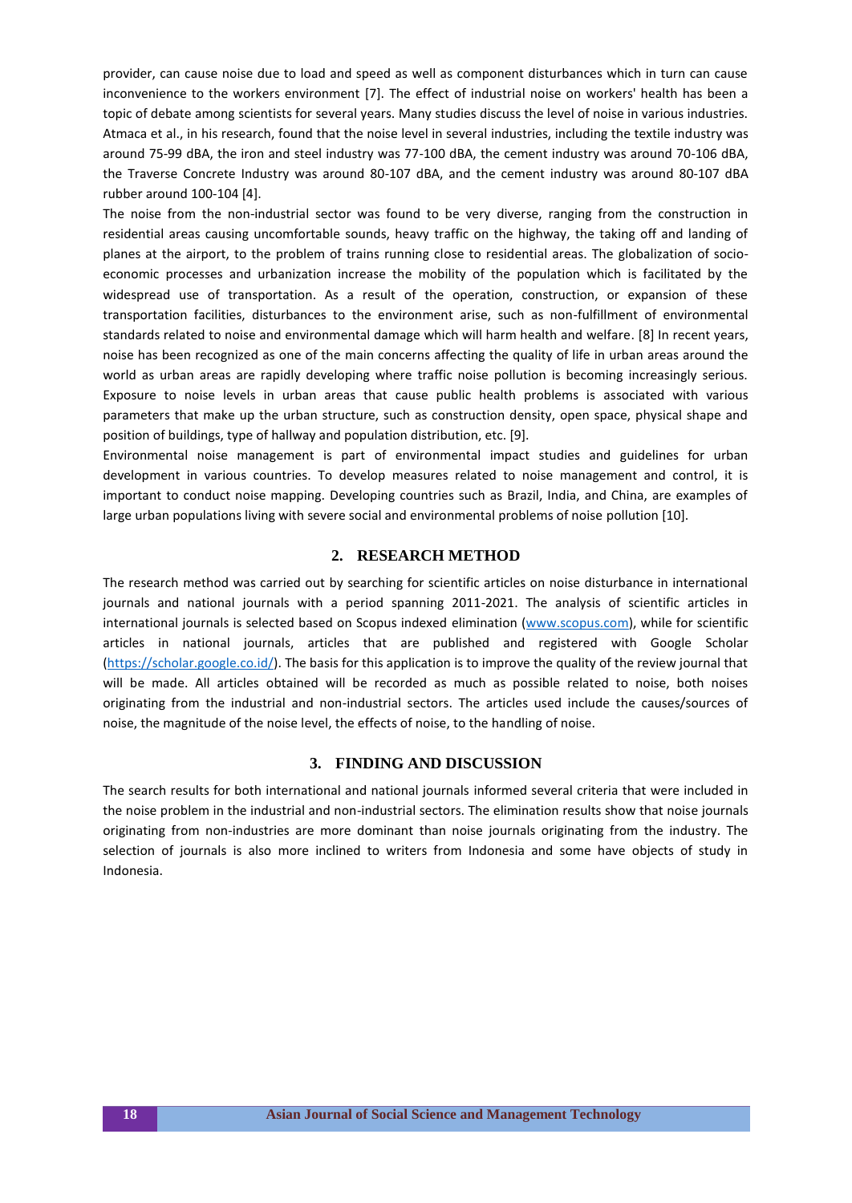provider, can cause noise due to load and speed as well as component disturbances which in turn can cause inconvenience to the workers environment [7]. The effect of industrial noise on workers' health has been a topic of debate among scientists for several years. Many studies discuss the level of noise in various industries. Atmaca et al., in his research, found that the noise level in several industries, including the textile industry was around 75-99 dBA, the iron and steel industry was 77-100 dBA, the cement industry was around 70-106 dBA, the Traverse Concrete Industry was around 80-107 dBA, and the cement industry was around 80-107 dBA rubber around 100-104 [4].

The noise from the non-industrial sector was found to be very diverse, ranging from the construction in residential areas causing uncomfortable sounds, heavy traffic on the highway, the taking off and landing of planes at the airport, to the problem of trains running close to residential areas. The globalization of socio-economic processes and urbanization increase the mobility of the population which is facilitated by the widespread use of transportation. As a result of the operation, construction, or expansion of these transportation facilities, disturbances to the environment arise, such as non-fulfillment of environmental standards related to noise and environmental damage which will harm health and welfare. [8] In recent years, noise has been recognized as one of the main concerns affecting the quality of life in urban areas around the world as urban areas are rapidly developing where traffic noise pollution is becoming increasingly serious. Exposure to noise levels in urban areas that cause public health problems is associated with various parameters that make up the urban structure, such as construction density, open space, physical shape and position of buildings, type of hallway and population distribution, etc. [9].

Environmental noise management is part of environmental impact studies and guidelines for urban development in various countries. To develop measures related to noise management and control, it is important to conduct noise mapping. Developing countries such as Brazil, India, and China, are examples of large urban populations living with severe social and environmental problems of noise pollution [10].

## 2. RESEARCH METHOD

The research method was carried out by searching for scientific articles on noise disturbance in international journals and national journals with a period spanning 2011-2021. The analysis of scientific articles in international journals is selected based on Scopus indexed elimination (www.scopus.com), while for scientific articles in national journals, articles that are published and registered with Google Scholar (https://scholar.google.co.id/). The basis for this application is to improve the quality of the review journal that will be made. All articles obtained will be recorded as much as possible related to noise, both noises originating from the industrial and non-industrial sectors. The articles used include the causes/sources of noise, the magnitude of the noise level, the effects of noise, to the handling of noise.

## 3. FINDING AND DISCUSSION

The search results for both international and national journals informed several criteria that were included in the noise problem in the industrial and non-industrial sectors. The elimination results show that noise journals originating from non-industries are more dominant than noise journals originating from the industry. The selection of journals is also more inclined to writers from Indonesia and some have objects of study in Indonesia.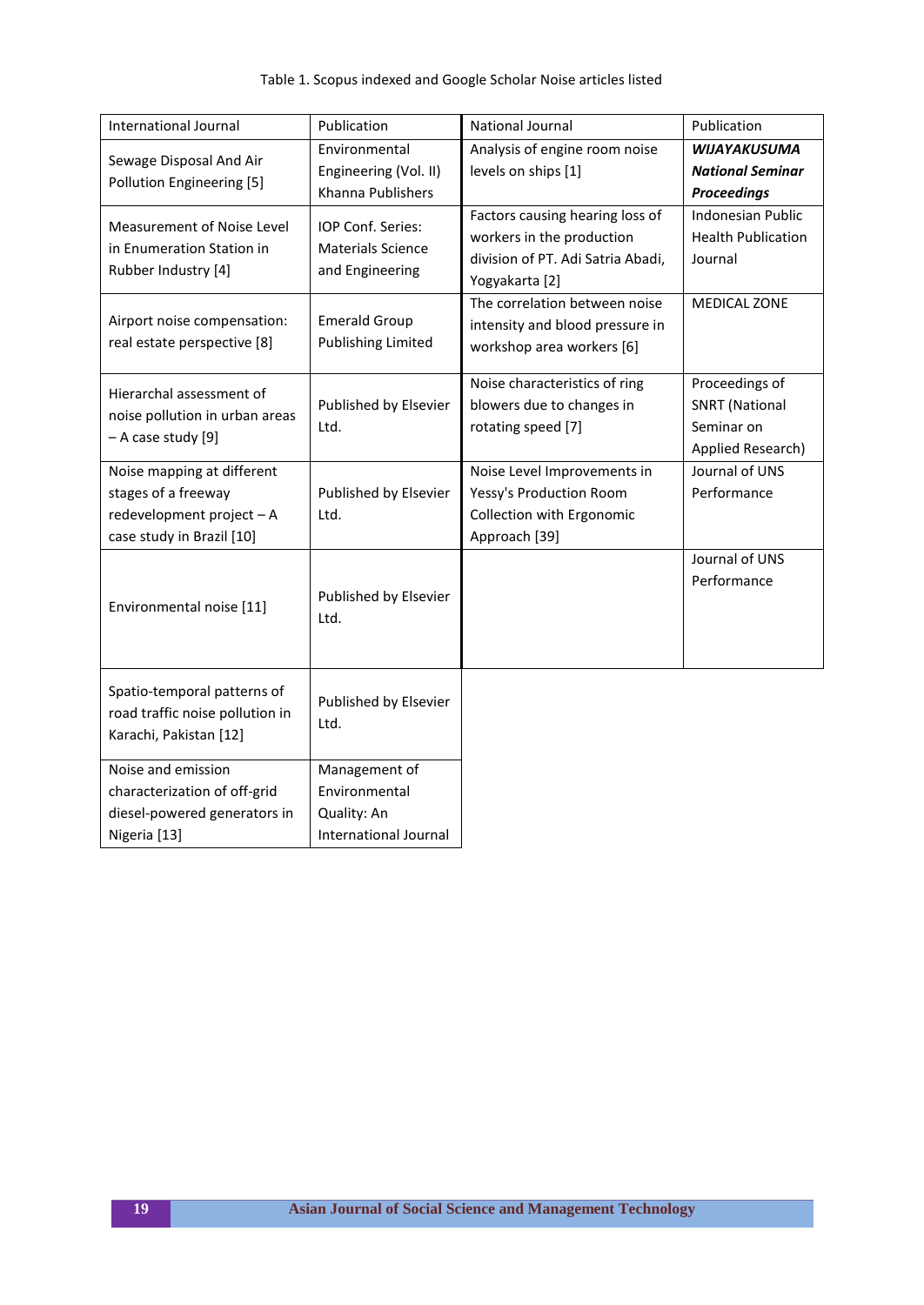Table 1. Scopus indexed and Google Scholar Noise articles listed

| International Journal | Publication | National Journal | Publication |
|---|---|---|---|
| Sewage Disposal And Air Pollution Engineering [5] | Environmental Engineering (Vol. II) Khanna Publishers | Analysis of engine room noise levels on ships [1] | ***WIJAYAKUSUMA National Seminar Proceedings*** |
| Measurement of Noise Level in Enumeration Station in Rubber Industry [4] | IOP Conf. Series: Materials Science and Engineering | Factors causing hearing loss of workers in the production division of PT. Adi Satria Abadi, Yogyakarta [2] | Indonesian Public Health Publication Journal |
| Airport noise compensation: real estate perspective [8] | Emerald Group Publishing Limited | The correlation between noise intensity and blood pressure in workshop area workers [6] | MEDICAL ZONE |
| Hierarchal assessment of noise pollution in urban areas – A case study [9] | Published by Elsevier Ltd. | Noise characteristics of ring blowers due to changes in rotating speed [7] | Proceedings of SNRT (National Seminar on Applied Research) |
| Noise mapping at different stages of a freeway redevelopment project – A case study in Brazil [10] | Published by Elsevier Ltd. | Noise Level Improvements in Yessy's Production Room Collection with Ergonomic Approach [39] | Journal of UNS Performance |
| Environmental noise [11] | Published by Elsevier Ltd. | | Journal of UNS Performance |
| Spatio-temporal patterns of road traffic noise pollution in Karachi, Pakistan [12] | Published by Elsevier Ltd. | | |
| Noise and emission characterization of off-grid diesel-powered generators in Nigeria [13] | Management of Environmental Quality: An International Journal | | |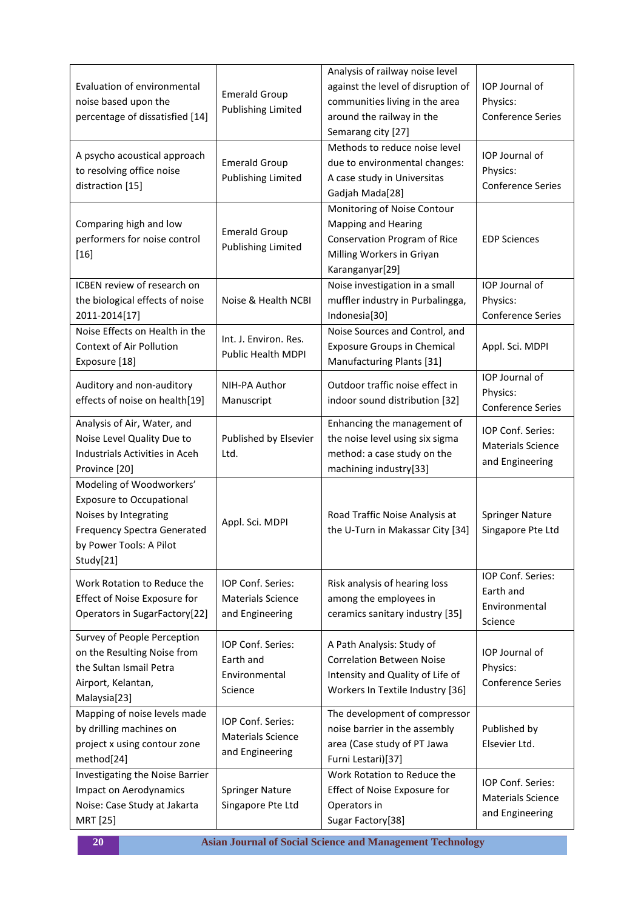| | | | |
|---|---|---|---|
| Evaluation of environmental noise based upon the percentage of dissatisfied [14] | Emerald Group Publishing Limited | Analysis of railway noise level against the level of disruption of communities living in the area around the railway in the Semarang city [27] | IOP Journal of Physics: Conference Series |
| A psycho acoustical approach to resolving office noise distraction [15] | Emerald Group Publishing Limited | Methods to reduce noise level due to environmental changes: A case study in Universitas Gadjah Mada[28] | IOP Journal of Physics: Conference Series |
| Comparing high and low performers for noise control [16] | Emerald Group Publishing Limited | Monitoring of Noise Contour Mapping and Hearing Conservation Program of Rice Milling Workers in Griyan Karanganyar[29] | EDP Sciences |
| ICBEN review of research on the biological effects of noise 2011-2014[17] | Noise & Health NCBI | Noise investigation in a small muffler industry in Purbalingga, Indonesia[30] | IOP Journal of Physics: Conference Series |
| Noise Effects on Health in the Context of Air Pollution Exposure [18] | Int. J. Environ. Res. Public Health MDPI | Noise Sources and Control, and Exposure Groups in Chemical Manufacturing Plants [31] | Appl. Sci. MDPI |
| Auditory and non-auditory effects of noise on health[19] | NIH-PA Author Manuscript | Outdoor traffic noise effect in indoor sound distribution [32] | IOP Journal of Physics: Conference Series |
| Analysis of Air, Water, and Noise Level Quality Due to Industrials Activities in Aceh Province [20] | Published by Elsevier Ltd. | Enhancing the management of the noise level using six sigma method: a case study on the machining industry[33] | IOP Conf. Series: Materials Science and Engineering |
| Modeling of Woodworkers' Exposure to Occupational Noises by Integrating Frequency Spectra Generated by Power Tools: A Pilot Study[21] | Appl. Sci. MDPI | Road Traffic Noise Analysis at the U-Turn in Makassar City [34] | Springer Nature Singapore Pte Ltd |
| Work Rotation to Reduce the Effect of Noise Exposure for Operators in SugarFactory[22] | IOP Conf. Series: Materials Science and Engineering | Risk analysis of hearing loss among the employees in ceramics sanitary industry [35] | IOP Conf. Series: Earth and Environmental Science |
| Survey of People Perception on the Resulting Noise from the Sultan Ismail Petra Airport, Kelantan, Malaysia[23] | IOP Conf. Series: Earth and Environmental Science | A Path Analysis: Study of Correlation Between Noise Intensity and Quality of Life of Workers In Textile Industry [36] | IOP Journal of Physics: Conference Series |
| Mapping of noise levels made by drilling machines on project x using contour zone method[24] | IOP Conf. Series: Materials Science and Engineering | The development of compressor noise barrier in the assembly area (Case study of PT Jawa Furni Lestari)[37] | Published by Elsevier Ltd. |
| Investigating the Noise Barrier Impact on Aerodynamics Noise: Case Study at Jakarta MRT [25] | Springer Nature Singapore Pte Ltd | Work Rotation to Reduce the Effect of Noise Exposure for Operators in Sugar Factory[38] | IOP Conf. Series: Materials Science and Engineering |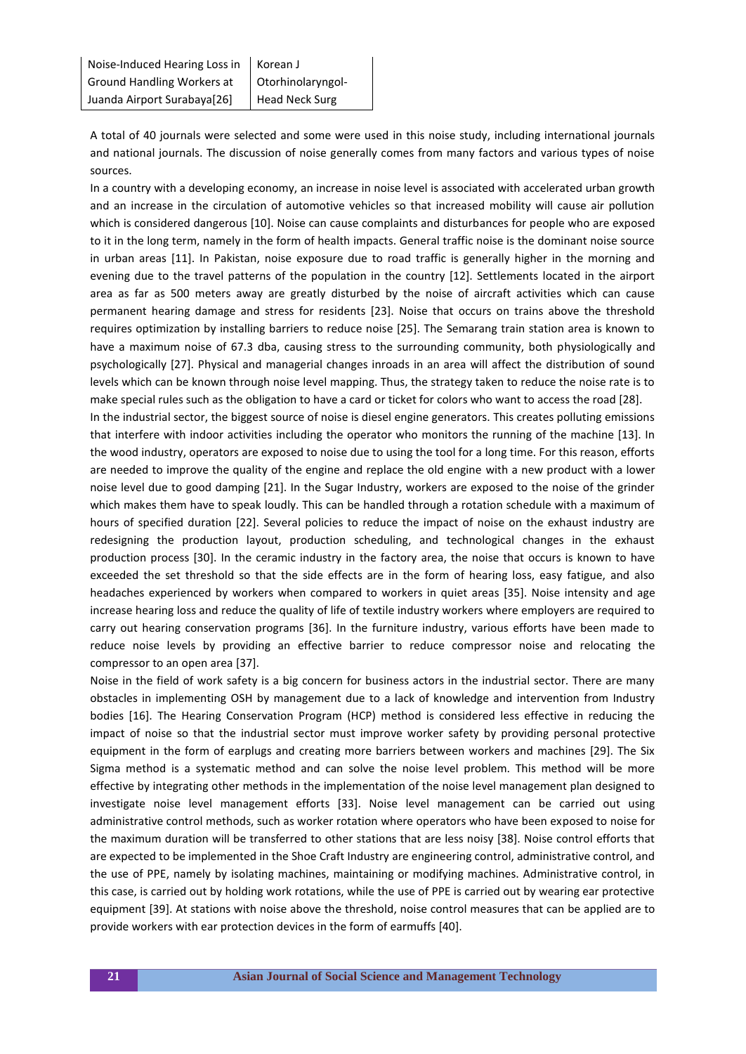| Noise-Induced Hearing Loss in Ground Handling Workers at Juanda Airport Surabaya[26] | Korean J Otorhinolaryngol-Head Neck Surg |
|---|---|

A total of 40 journals were selected and some were used in this noise study, including international journals and national journals. The discussion of noise generally comes from many factors and various types of noise sources.

In a country with a developing economy, an increase in noise level is associated with accelerated urban growth and an increase in the circulation of automotive vehicles so that increased mobility will cause air pollution which is considered dangerous [10]. Noise can cause complaints and disturbances for people who are exposed to it in the long term, namely in the form of health impacts. General traffic noise is the dominant noise source in urban areas [11]. In Pakistan, noise exposure due to road traffic is generally higher in the morning and evening due to the travel patterns of the population in the country [12]. Settlements located in the airport area as far as 500 meters away are greatly disturbed by the noise of aircraft activities which can cause permanent hearing damage and stress for residents [23]. Noise that occurs on trains above the threshold requires optimization by installing barriers to reduce noise [25]. The Semarang train station area is known to have a maximum noise of 67.3 dba, causing stress to the surrounding community, both physiologically and psychologically [27]. Physical and managerial changes inroads in an area will affect the distribution of sound levels which can be known through noise level mapping. Thus, the strategy taken to reduce the noise rate is to make special rules such as the obligation to have a card or ticket for colors who want to access the road [28].

In the industrial sector, the biggest source of noise is diesel engine generators. This creates polluting emissions that interfere with indoor activities including the operator who monitors the running of the machine [13]. In the wood industry, operators are exposed to noise due to using the tool for a long time. For this reason, efforts are needed to improve the quality of the engine and replace the old engine with a new product with a lower noise level due to good damping [21]. In the Sugar Industry, workers are exposed to the noise of the grinder which makes them have to speak loudly. This can be handled through a rotation schedule with a maximum of hours of specified duration [22]. Several policies to reduce the impact of noise on the exhaust industry are redesigning the production layout, production scheduling, and technological changes in the exhaust production process [30]. In the ceramic industry in the factory area, the noise that occurs is known to have exceeded the set threshold so that the side effects are in the form of hearing loss, easy fatigue, and also headaches experienced by workers when compared to workers in quiet areas [35]. Noise intensity and age increase hearing loss and reduce the quality of life of textile industry workers where employers are required to carry out hearing conservation programs [36]. In the furniture industry, various efforts have been made to reduce noise levels by providing an effective barrier to reduce compressor noise and relocating the compressor to an open area [37].

Noise in the field of work safety is a big concern for business actors in the industrial sector. There are many obstacles in implementing OSH by management due to a lack of knowledge and intervention from Industry bodies [16]. The Hearing Conservation Program (HCP) method is considered less effective in reducing the impact of noise so that the industrial sector must improve worker safety by providing personal protective equipment in the form of earplugs and creating more barriers between workers and machines [29]. The Six Sigma method is a systematic method and can solve the noise level problem. This method will be more effective by integrating other methods in the implementation of the noise level management plan designed to investigate noise level management efforts [33]. Noise level management can be carried out using administrative control methods, such as worker rotation where operators who have been exposed to noise for the maximum duration will be transferred to other stations that are less noisy [38]. Noise control efforts that are expected to be implemented in the Shoe Craft Industry are engineering control, administrative control, and the use of PPE, namely by isolating machines, maintaining or modifying machines. Administrative control, in this case, is carried out by holding work rotations, while the use of PPE is carried out by wearing ear protective equipment [39]. At stations with noise above the threshold, noise control measures that can be applied are to provide workers with ear protection devices in the form of earmuffs [40].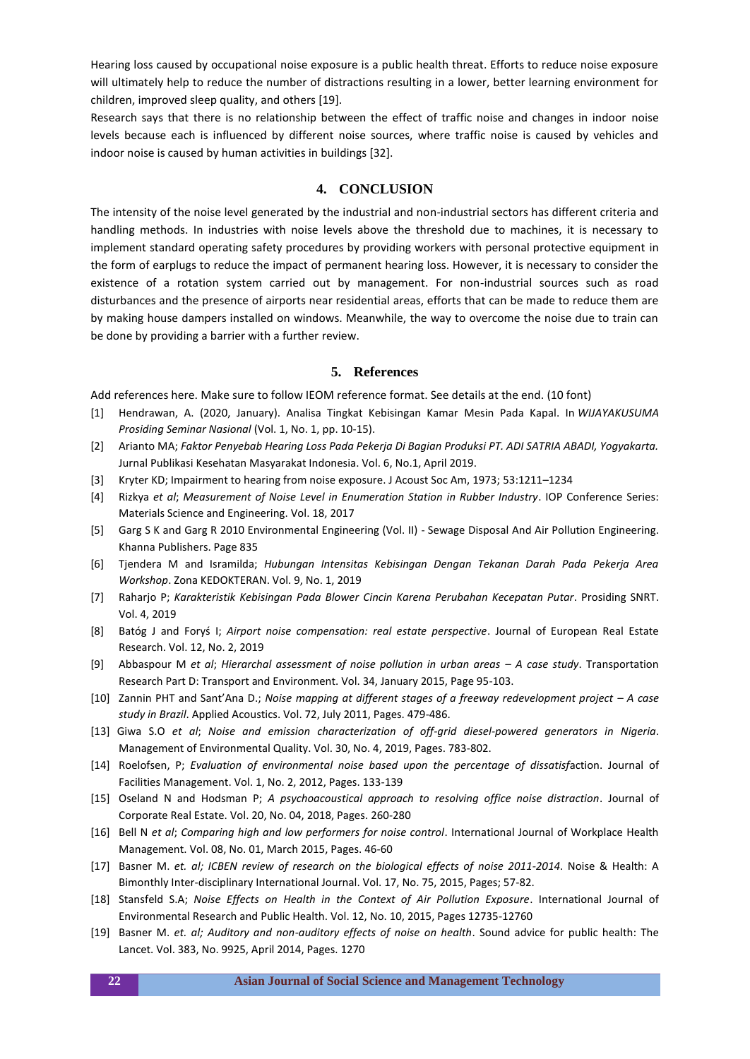Hearing loss caused by occupational noise exposure is a public health threat. Efforts to reduce noise exposure will ultimately help to reduce the number of distractions resulting in a lower, better learning environment for children, improved sleep quality, and others [19].

Research says that there is no relationship between the effect of traffic noise and changes in indoor noise levels because each is influenced by different noise sources, where traffic noise is caused by vehicles and indoor noise is caused by human activities in buildings [32].

## 4. CONCLUSION

The intensity of the noise level generated by the industrial and non-industrial sectors has different criteria and handling methods. In industries with noise levels above the threshold due to machines, it is necessary to implement standard operating safety procedures by providing workers with personal protective equipment in the form of earplugs to reduce the impact of permanent hearing loss. However, it is necessary to consider the existence of a rotation system carried out by management. For non-industrial sources such as road disturbances and the presence of airports near residential areas, efforts that can be made to reduce them are by making house dampers installed on windows. Meanwhile, the way to overcome the noise due to train can be done by providing a barrier with a further review.

## 5. References

Add references here. Make sure to follow IEOM reference format. See details at the end. (10 font)

[1] Hendrawan, A. (2020, January). Analisa Tingkat Kebisingan Kamar Mesin Pada Kapal. In *WIJAYAKUSUMA Prosiding Seminar Nasional* (Vol. 1, No. 1, pp. 10-15).

[2] Arianto MA; *Faktor Penyebab Hearing Loss Pada Pekerja Di Bagian Produksi PT. ADI SATRIA ABADI, Yogyakarta.* Jurnal Publikasi Kesehatan Masyarakat Indonesia. Vol. 6, No.1, April 2019.

[3] Kryter KD; Impairment to hearing from noise exposure. J Acoust Soc Am, 1973; 53:1211–1234

[4] Rizkya *et al*; *Measurement of Noise Level in Enumeration Station in Rubber Industry*. IOP Conference Series: Materials Science and Engineering. Vol. 18, 2017

[5] Garg S K and Garg R 2010 Environmental Engineering (Vol. II) - Sewage Disposal And Air Pollution Engineering. Khanna Publishers. Page 835

[6] Tjendera M and Isramilda; *Hubungan Intensitas Kebisingan Dengan Tekanan Darah Pada Pekerja Area Workshop*. Zona KEDOKTERAN. Vol. 9, No. 1, 2019

[7] Raharjo P; *Karakteristik Kebisingan Pada Blower Cincin Karena Perubahan Kecepatan Putar*. Prosiding SNRT. Vol. 4, 2019

[8] Batóg J and Foryś I; *Airport noise compensation: real estate perspective*. Journal of European Real Estate Research. Vol. 12, No. 2, 2019

[9] Abbaspour M *et al*; *Hierarchal assessment of noise pollution in urban areas – A case study*. Transportation Research Part D: Transport and Environment. Vol. 34, January 2015, Page 95-103.

[10] Zannin PHT and Sant'Ana D.; *Noise mapping at different stages of a freeway redevelopment project – A case study in Brazil*. Applied Acoustics. Vol. 72, July 2011, Pages. 479-486.

[13] Giwa S.O *et al*; *Noise and emission characterization of off-grid diesel-powered generators in Nigeria*. Management of Environmental Quality. Vol. 30, No. 4, 2019, Pages. 783-802.

[14] Roelofsen, P; *Evaluation of environmental noise based upon the percentage of dissatisf*action. Journal of Facilities Management. Vol. 1, No. 2, 2012, Pages. 133-139

[15] Oseland N and Hodsman P; *A psychoacoustical approach to resolving office noise distraction*. Journal of Corporate Real Estate. Vol. 20, No. 04, 2018, Pages. 260-280

[16] Bell N *et al*; *Comparing high and low performers for noise control*. International Journal of Workplace Health Management. Vol. 08, No. 01, March 2015, Pages. 46-60

[17] Basner M. *et. al; ICBEN review of research on the biological effects of noise 2011-2014*. Noise & Health: A Bimonthly Inter-disciplinary International Journal. Vol. 17, No. 75, 2015, Pages; 57-82.

[18] Stansfeld S.A; *Noise Effects on Health in the Context of Air Pollution Exposure*. International Journal of Environmental Research and Public Health. Vol. 12, No. 10, 2015, Pages 12735-12760

[19] Basner M. *et. al; Auditory and non-auditory effects of noise on health*. Sound advice for public health: The Lancet. Vol. 383, No. 9925, April 2014, Pages. 1270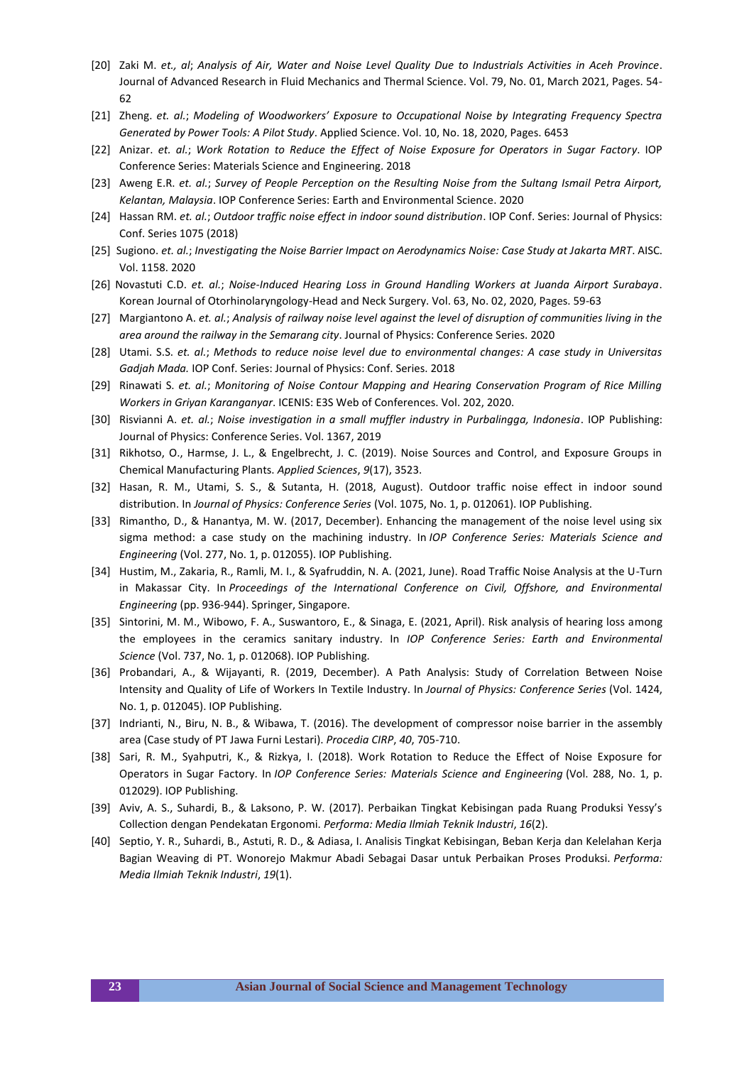[20] Zaki M. *et., al*; *Analysis of Air, Water and Noise Level Quality Due to Industrials Activities in Aceh Province*. Journal of Advanced Research in Fluid Mechanics and Thermal Science. Vol. 79, No. 01, March 2021, Pages. 54-62

[21] Zheng. *et. al.*; *Modeling of Woodworkers' Exposure to Occupational Noise by Integrating Frequency Spectra Generated by Power Tools: A Pilot Study*. Applied Science. Vol. 10, No. 18, 2020, Pages. 6453

[22] Anizar. *et. al.*; *Work Rotation to Reduce the Effect of Noise Exposure for Operators in Sugar Factory*. IOP Conference Series: Materials Science and Engineering. 2018

[23] Aweng E.R. *et. al.*; *Survey of People Perception on the Resulting Noise from the Sultang Ismail Petra Airport, Kelantan, Malaysia*. IOP Conference Series: Earth and Environmental Science. 2020

[24] Hassan RM. *et. al.*; *Outdoor traffic noise effect in indoor sound distribution*. IOP Conf. Series: Journal of Physics: Conf. Series 1075 (2018)

[25] Sugiono. *et. al.*; *Investigating the Noise Barrier Impact on Aerodynamics Noise: Case Study at Jakarta MRT*. AISC. Vol. 1158. 2020

[26] Novastuti C.D. *et. al.*; *Noise-Induced Hearing Loss in Ground Handling Workers at Juanda Airport Surabaya*. Korean Journal of Otorhinolaryngology-Head and Neck Surgery. Vol. 63, No. 02, 2020, Pages. 59-63

[27] Margiantono A. *et. al.*; *Analysis of railway noise level against the level of disruption of communities living in the area around the railway in the Semarang city*. Journal of Physics: Conference Series. 2020

[28] Utami. S.S. *et. al.*; *Methods to reduce noise level due to environmental changes: A case study in Universitas Gadjah Mada.* IOP Conf. Series: Journal of Physics: Conf. Series. 2018

[29] Rinawati S. *et. al.*; *Monitoring of Noise Contour Mapping and Hearing Conservation Program of Rice Milling Workers in Griyan Karanganyar*. ICENIS: E3S Web of Conferences. Vol. 202, 2020.

[30] Risvianni A. *et. al.*; *Noise investigation in a small muffler industry in Purbalingga, Indonesia*. IOP Publishing: Journal of Physics: Conference Series. Vol. 1367, 2019

[31] Rikhotso, O., Harmse, J. L., & Engelbrecht, J. C. (2019). Noise Sources and Control, and Exposure Groups in Chemical Manufacturing Plants. *Applied Sciences*, *9*(17), 3523.

[32] Hasan, R. M., Utami, S. S., & Sutanta, H. (2018, August). Outdoor traffic noise effect in indoor sound distribution. In *Journal of Physics: Conference Series* (Vol. 1075, No. 1, p. 012061). IOP Publishing.

[33] Rimantho, D., & Hanantya, M. W. (2017, December). Enhancing the management of the noise level using six sigma method: a case study on the machining industry. In *IOP Conference Series: Materials Science and Engineering* (Vol. 277, No. 1, p. 012055). IOP Publishing.

[34] Hustim, M., Zakaria, R., Ramli, M. I., & Syafruddin, N. A. (2021, June). Road Traffic Noise Analysis at the U-Turn in Makassar City. In *Proceedings of the International Conference on Civil, Offshore, and Environmental Engineering* (pp. 936-944). Springer, Singapore.

[35] Sintorini, M. M., Wibowo, F. A., Suswantoro, E., & Sinaga, E. (2021, April). Risk analysis of hearing loss among the employees in the ceramics sanitary industry. In *IOP Conference Series: Earth and Environmental Science* (Vol. 737, No. 1, p. 012068). IOP Publishing.

[36] Probandari, A., & Wijayanti, R. (2019, December). A Path Analysis: Study of Correlation Between Noise Intensity and Quality of Life of Workers In Textile Industry. In *Journal of Physics: Conference Series* (Vol. 1424, No. 1, p. 012045). IOP Publishing.

[37] Indrianti, N., Biru, N. B., & Wibawa, T. (2016). The development of compressor noise barrier in the assembly area (Case study of PT Jawa Furni Lestari). *Procedia CIRP*, *40*, 705-710.

[38] Sari, R. M., Syahputri, K., & Rizkya, I. (2018). Work Rotation to Reduce the Effect of Noise Exposure for Operators in Sugar Factory. In *IOP Conference Series: Materials Science and Engineering* (Vol. 288, No. 1, p. 012029). IOP Publishing.

[39] Aviv, A. S., Suhardi, B., & Laksono, P. W. (2017). Perbaikan Tingkat Kebisingan pada Ruang Produksi Yessy's Collection dengan Pendekatan Ergonomi. *Performa: Media Ilmiah Teknik Industri*, *16*(2).

[40] Septio, Y. R., Suhardi, B., Astuti, R. D., & Adiasa, I. Analisis Tingkat Kebisingan, Beban Kerja dan Kelelahan Kerja Bagian Weaving di PT. Wonorejo Makmur Abadi Sebagai Dasar untuk Perbaikan Proses Produksi. *Performa: Media Ilmiah Teknik Industri*, *19*(1).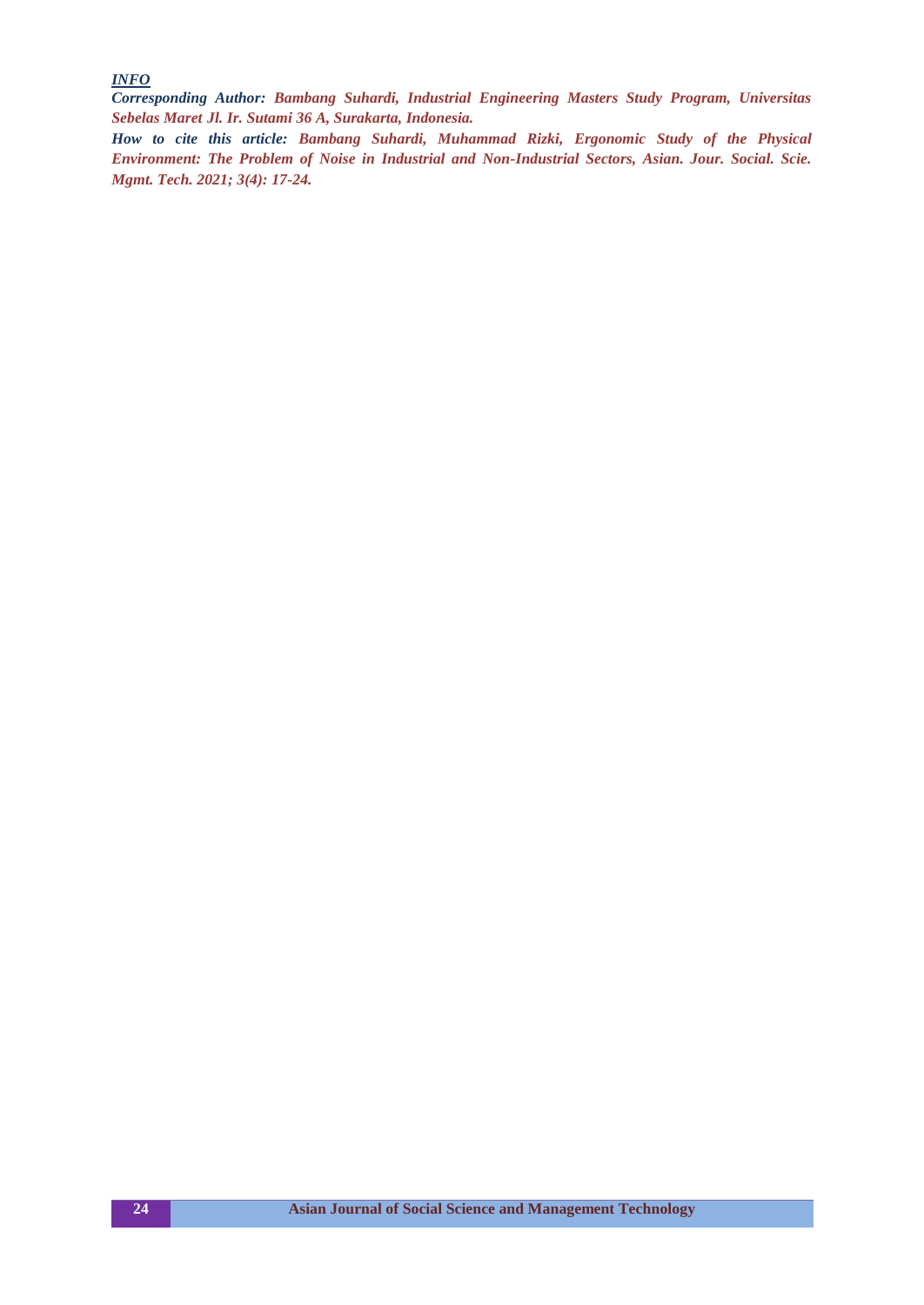***INFO***

***Corresponding Author:*** ***Bambang Suhardi, Industrial Engineering Masters Study Program, Universitas Sebelas Maret Jl. Ir. Sutami 36 A, Surakarta, Indonesia.***

***How to cite this article:*** ***Bambang Suhardi, Muhammad Rizki, Ergonomic Study of the Physical Environment: The Problem of Noise in Industrial and Non-Industrial Sectors, Asian. Jour. Social. Scie. Mgmt. Tech. 2021; 3(4): 17-24.***